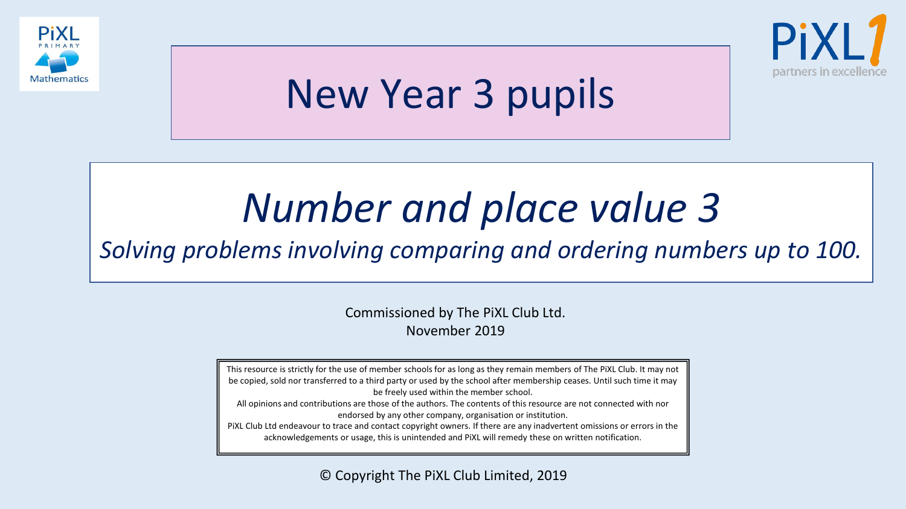# New Year 3 pupils

## *Number and place value 3*

*Solving problems involving comparing and ordering numbers up to 100.*

Commissioned by The PiXL Club Ltd.
November 2019

This resource is strictly for the use of member schools for as long as they remain members of The PiXL Club. It may not be copied, sold nor transferred to a third party or used by the school after membership ceases. Until such time it may be freely used within the member school.
All opinions and contributions are those of the authors. The contents of this resource are not connected with nor endorsed by any other company, organisation or institution.
PiXL Club Ltd endeavour to trace and contact copyright owners. If there are any inadvertent omissions or errors in the acknowledgements or usage, this is unintended and PiXL will remedy these on written notification.

© Copyright The PiXL Club Limited, 2019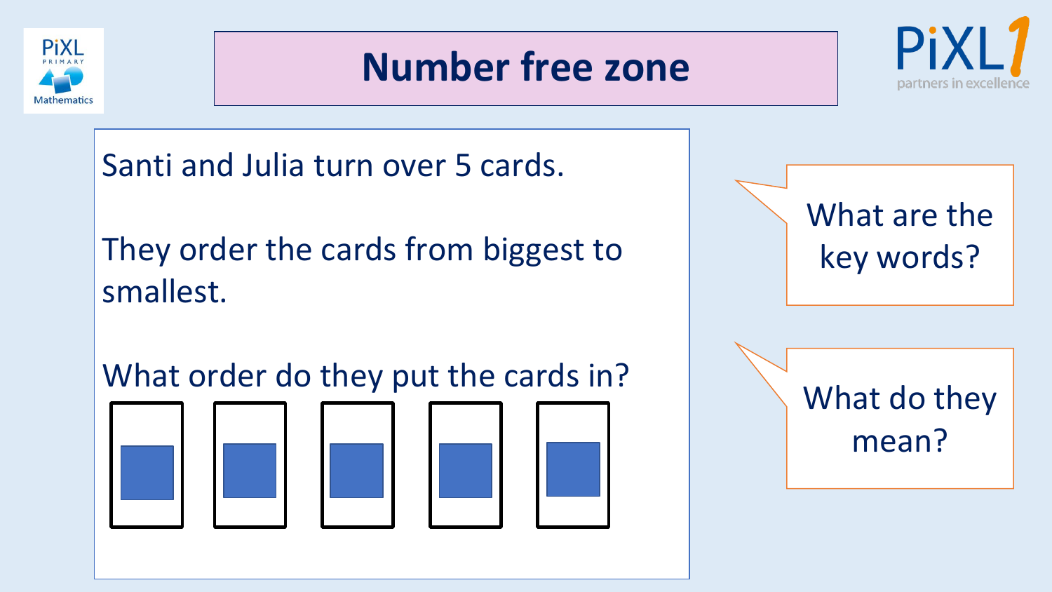# Number free zone

Santi and Julia turn over 5 cards.

They order the cards from biggest to smallest.

What order do they put the cards in?

What are the key words?

What do they mean?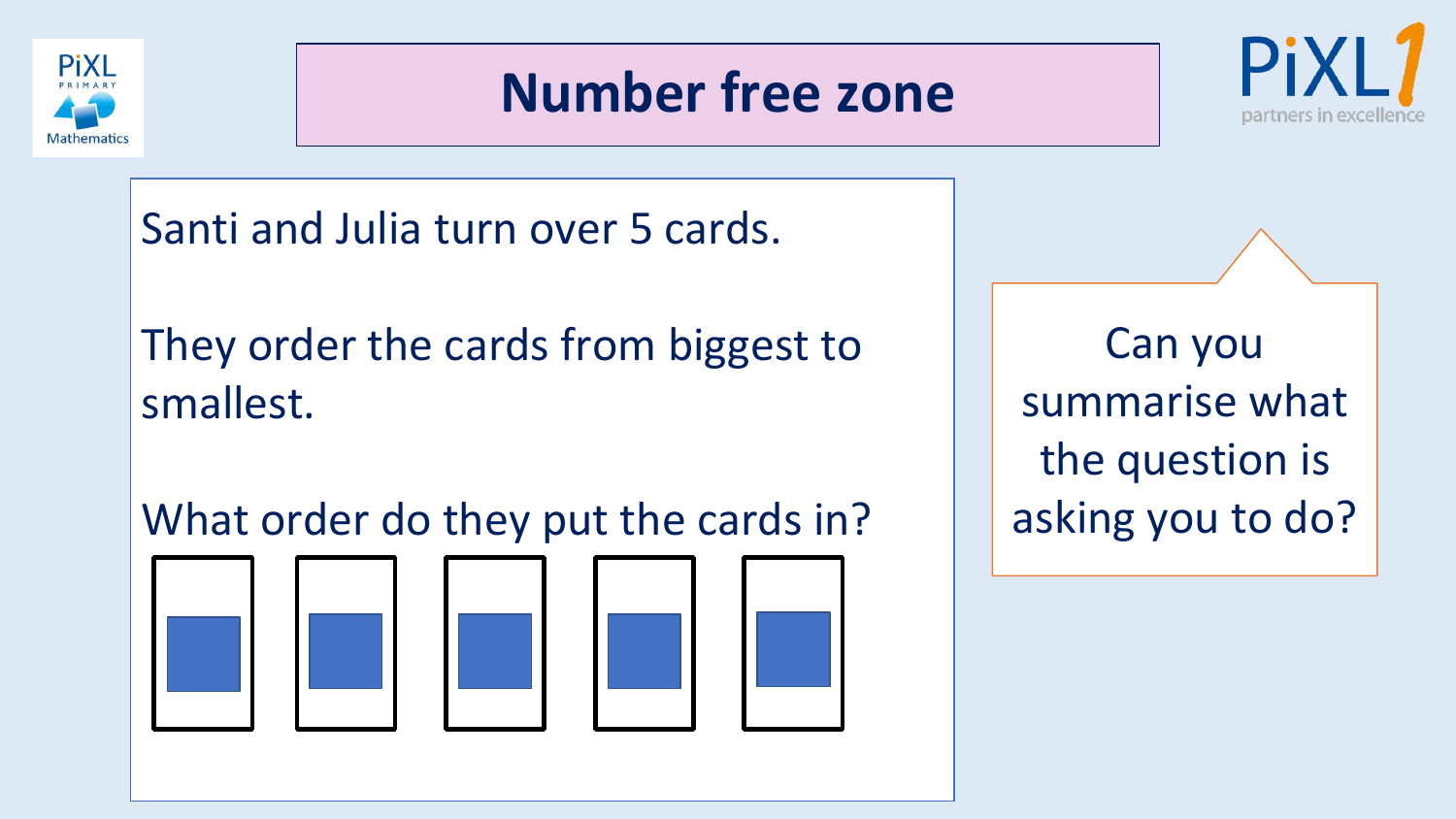# Number free zone

Santi and Julia turn over 5 cards.

They order the cards from biggest to smallest.

What order do they put the cards in?

Can you summarise what the question is asking you to do?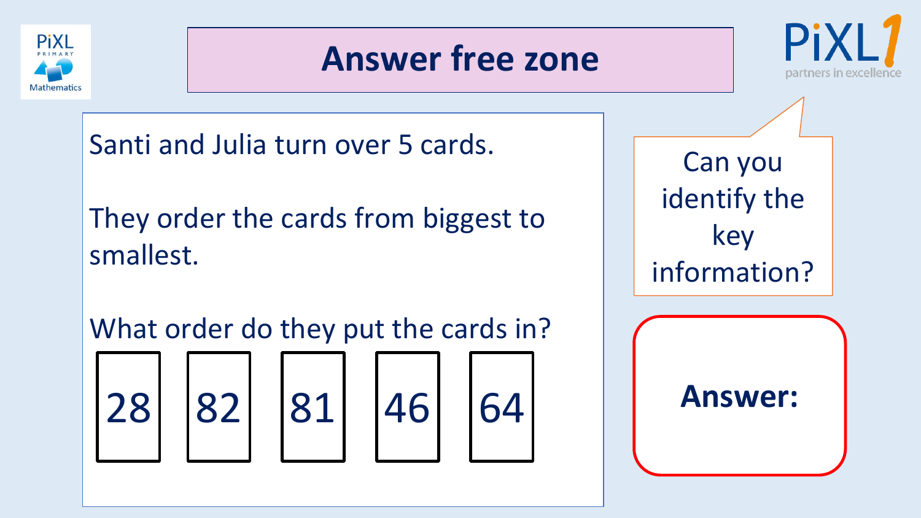# Answer free zone

Santi and Julia turn over 5 cards.

They order the cards from biggest to smallest.

What order do they put the cards in?

| 28 | 82 | 81 | 46 | 64 |
|---|---|---|---|---|

Can you identify the key information?

**Answer:**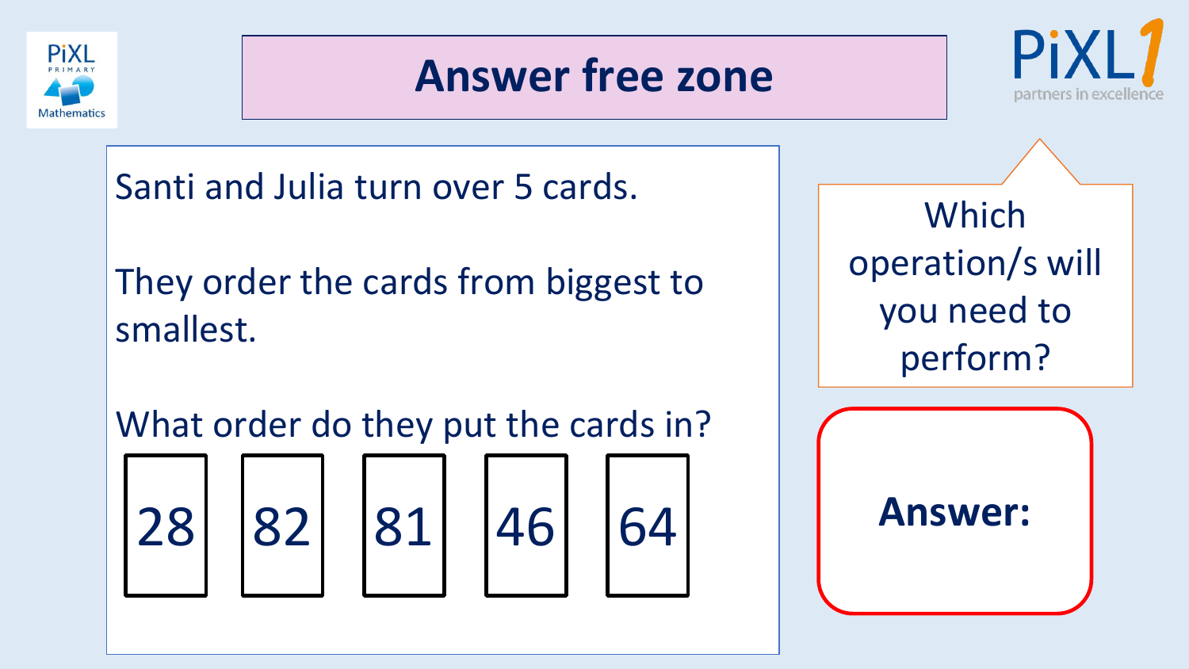# Answer free zone

Santi and Julia turn over 5 cards.

They order the cards from biggest to smallest.

What order do they put the cards in?

| 28 | 82 | 81 | 46 | 64 |
|---|---|---|---|---|

Which operation/s will you need to perform?

**Answer:**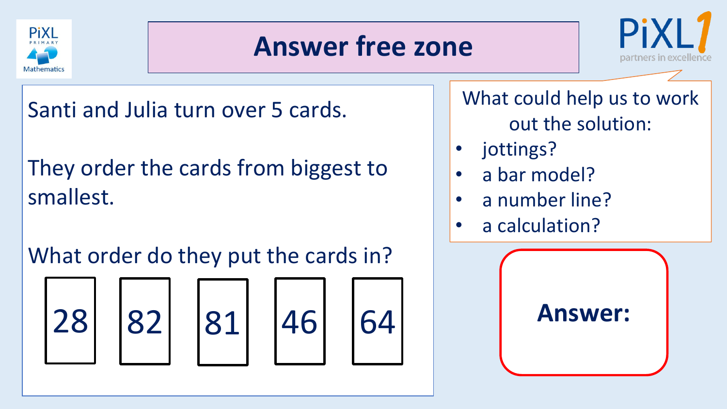# Answer free zone

Santi and Julia turn over 5 cards.

They order the cards from biggest to smallest.

What order do they put the cards in?

| 28 | 82 | 81 | 46 | 64 |
|---|---|---|---|---|

What could help us to work out the solution:

- jottings?
- a bar model?
- a number line?
- a calculation?

**Answer:**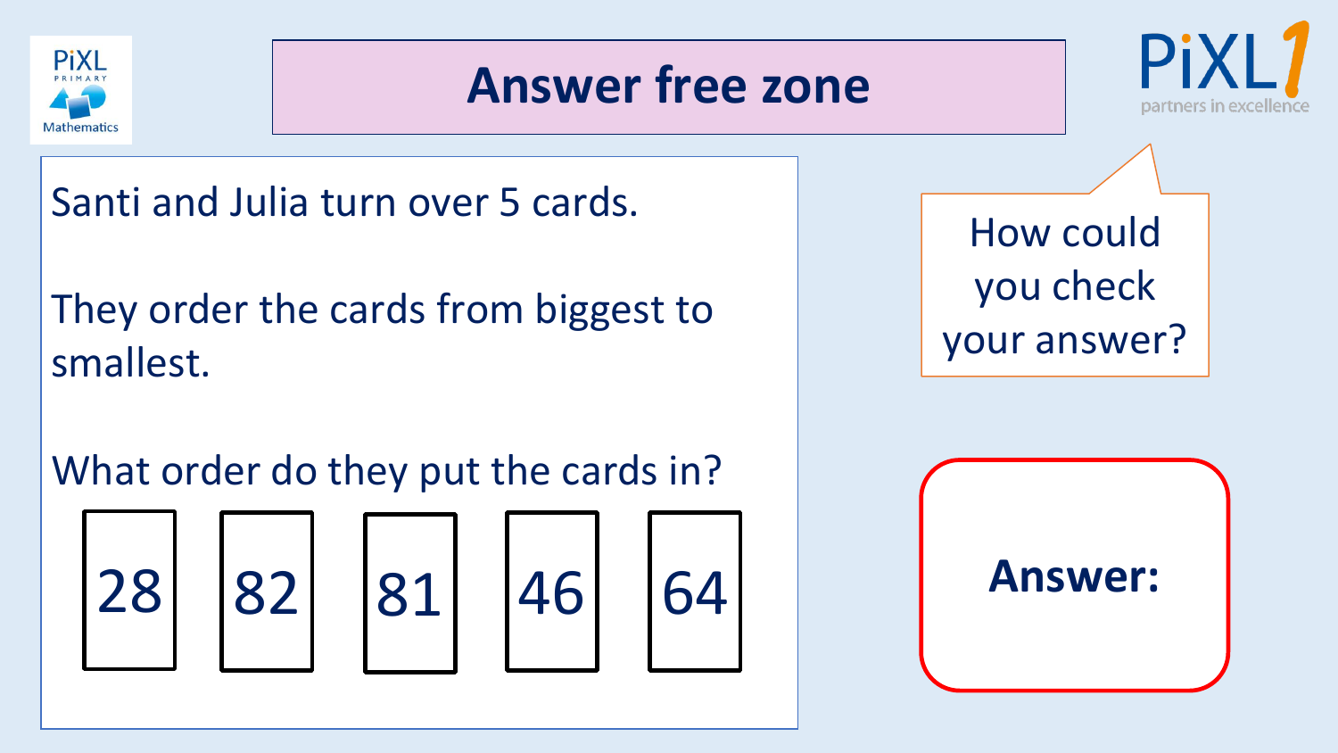# Answer free zone

Santi and Julia turn over 5 cards.

They order the cards from biggest to smallest.

What order do they put the cards in?

| 28 | 82 | 81 | 46 | 64 |
|---|---|---|---|---|

How could you check your answer?

**Answer:**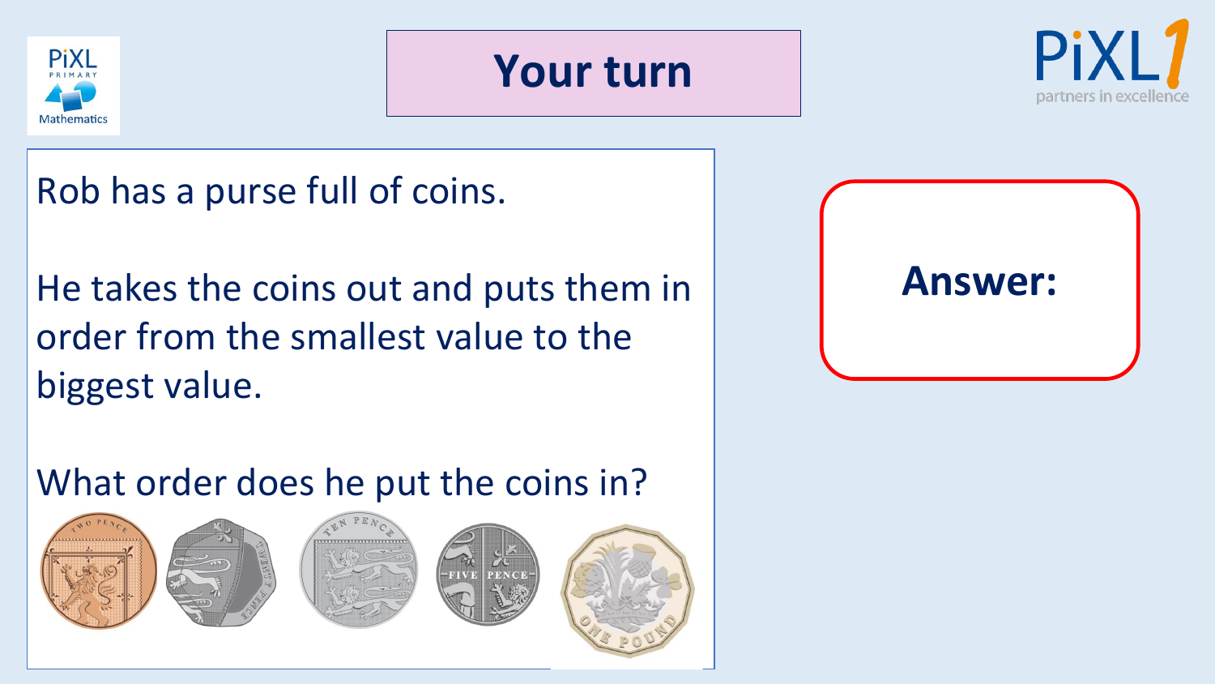# Your turn

Rob has a purse full of coins.

He takes the coins out and puts them in order from the smallest value to the biggest value.

What order does he put the coins in?

**Answer:**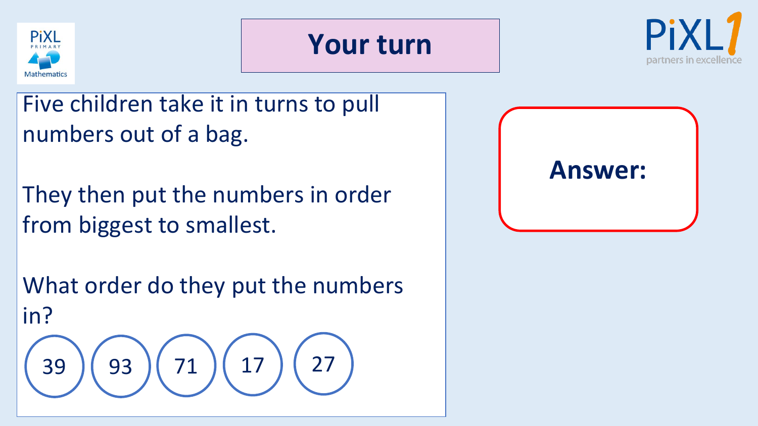# Your turn

Five children take it in turns to pull numbers out of a bag.

They then put the numbers in order from biggest to smallest.

What order do they put the numbers in?

39 93 71 17 27

**Answer:**